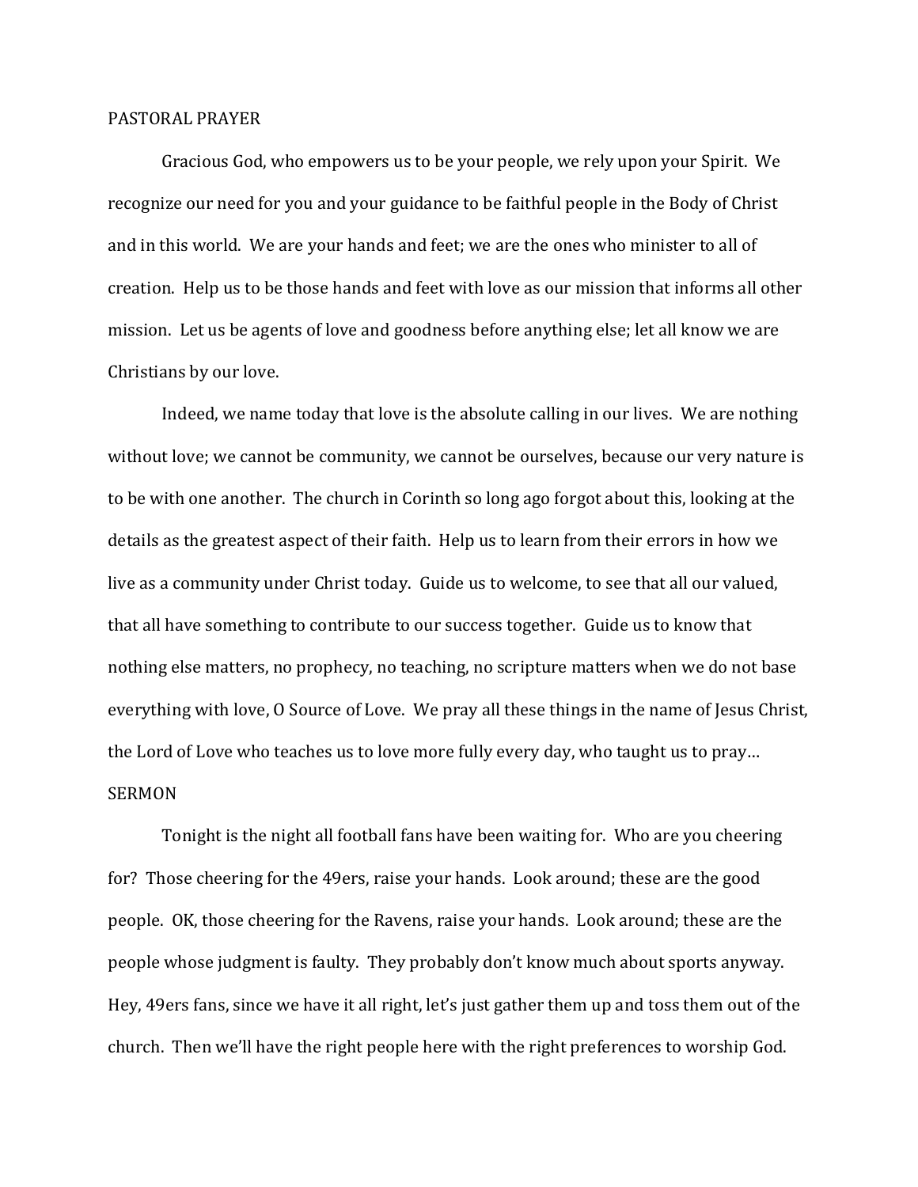## PASTORAL PRAYER

Gracious God, who empowers us to be your people, we rely upon your Spirit. We recognize our need for you and your guidance to be faithful people in the Body of Christ and in this world. We are your hands and feet; we are the ones who minister to all of creation. Help us to be those hands and feet with love as our mission that informs all other mission. Let us be agents of love and goodness before anything else; let all know we are Christians by our love.

Indeed, we name today that love is the absolute calling in our lives. We are nothing without love; we cannot be community, we cannot be ourselves, because our very nature is to be with one another. The church in Corinth so long ago forgot about this, looking at the details as the greatest aspect of their faith. Help us to learn from their errors in how we live as a community under Christ today. Guide us to welcome, to see that all our valued, that all have something to contribute to our success together. Guide us to know that nothing else matters, no prophecy, no teaching, no scripture matters when we do not base everything with love, O Source of Love. We pray all these things in the name of Jesus Christ, the Lord of Love who teaches us to love more fully every day, who taught us to pray…

## SERMON

Tonight is the night all football fans have been waiting for. Who are you cheering for? Those cheering for the 49ers, raise your hands. Look around; these are the good people. OK, those cheering for the Ravens, raise your hands. Look around; these are the people whose judgment is faulty. They probably don't know much about sports anyway. Hey, 49ers fans, since we have it all right, let's just gather them up and toss them out of the church. Then we'll have the right people here with the right preferences to worship God.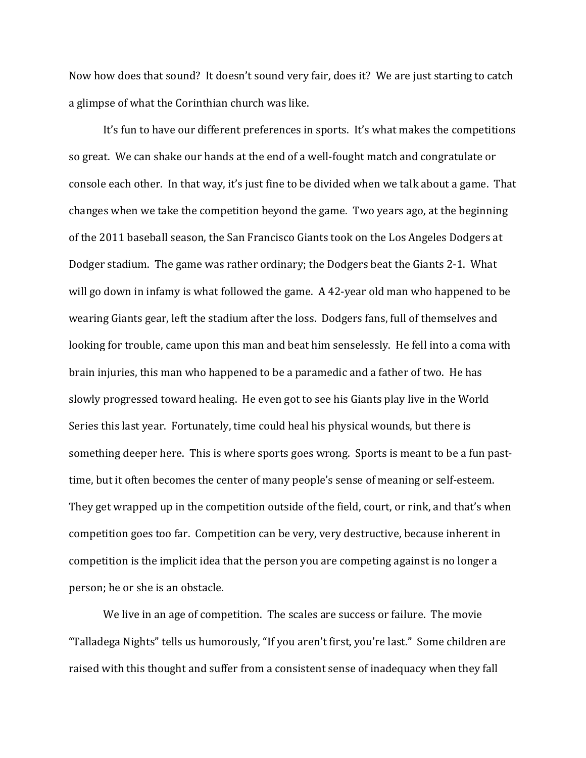Now how does that sound? It doesn't sound very fair, does it? We are just starting to catch a glimpse of what the Corinthian church was like.

It's fun to have our different preferences in sports. It's what makes the competitions so great. We can shake our hands at the end of a well-fought match and congratulate or console each other. In that way, it's just fine to be divided when we talk about a game. That changes when we take the competition beyond the game. Two years ago, at the beginning of the 2011 baseball season, the San Francisco Giants took on the Los Angeles Dodgers at Dodger stadium. The game was rather ordinary; the Dodgers beat the Giants 2-1. What will go down in infamy is what followed the game. A 42-year old man who happened to be wearing Giants gear, left the stadium after the loss. Dodgers fans, full of themselves and looking for trouble, came upon this man and beat him senselessly. He fell into a coma with brain injuries, this man who happened to be a paramedic and a father of two. He has slowly progressed toward healing. He even got to see his Giants play live in the World Series this last year. Fortunately, time could heal his physical wounds, but there is something deeper here. This is where sports goes wrong. Sports is meant to be a fun past-time, but it often becomes the center of many people's sense of meaning or self-esteem. They get wrapped up in the competition outside of the field, court, or rink, and that's when competition goes too far. Competition can be very, very destructive, because inherent in competition is the implicit idea that the person you are competing against is no longer a person; he or she is an obstacle.

We live in an age of competition. The scales are success or failure. The movie "Talladega Nights" tells us humorously, "If you aren't first, you're last." Some children are raised with this thought and suffer from a consistent sense of inadequacy when they fall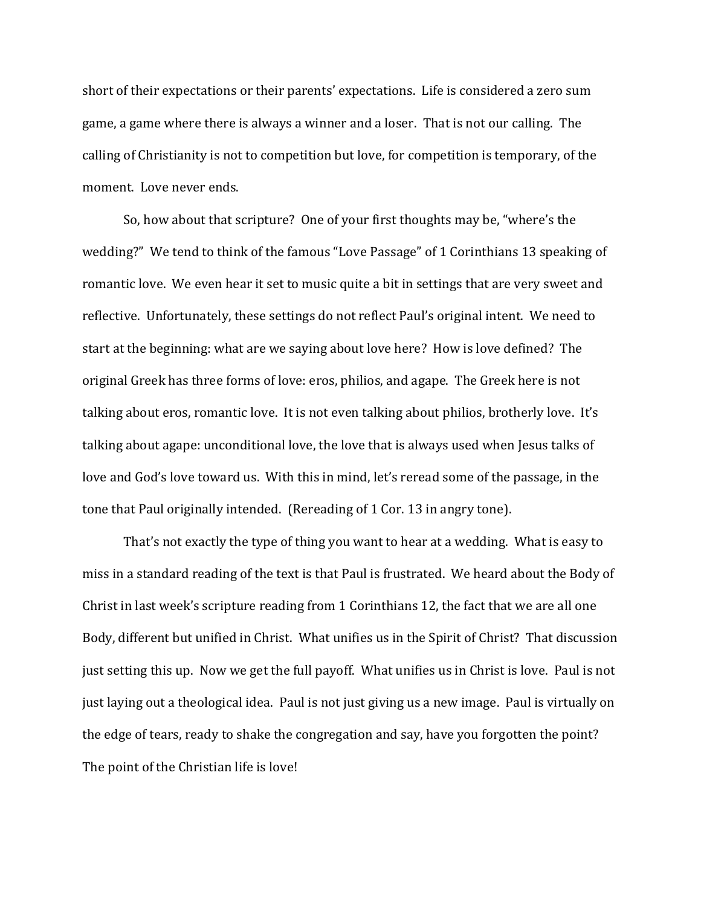short of their expectations or their parents' expectations. Life is considered a zero sum game, a game where there is always a winner and a loser. That is not our calling. The calling of Christianity is not to competition but love, for competition is temporary, of the moment. Love never ends.

So, how about that scripture? One of your first thoughts may be, "where's the wedding?" We tend to think of the famous "Love Passage" of 1 Corinthians 13 speaking of romantic love. We even hear it set to music quite a bit in settings that are very sweet and reflective. Unfortunately, these settings do not reflect Paul's original intent. We need to start at the beginning: what are we saying about love here? How is love defined? The original Greek has three forms of love: eros, philios, and agape. The Greek here is not talking about eros, romantic love. It is not even talking about philios, brotherly love. It's talking about agape: unconditional love, the love that is always used when Jesus talks of love and God's love toward us. With this in mind, let's reread some of the passage, in the tone that Paul originally intended. (Rereading of 1 Cor. 13 in angry tone).

That's not exactly the type of thing you want to hear at a wedding. What is easy to miss in a standard reading of the text is that Paul is frustrated. We heard about the Body of Christ in last week's scripture reading from 1 Corinthians 12, the fact that we are all one Body, different but unified in Christ. What unifies us in the Spirit of Christ? That discussion just setting this up. Now we get the full payoff. What unifies us in Christ is love. Paul is not just laying out a theological idea. Paul is not just giving us a new image. Paul is virtually on the edge of tears, ready to shake the congregation and say, have you forgotten the point? The point of the Christian life is love!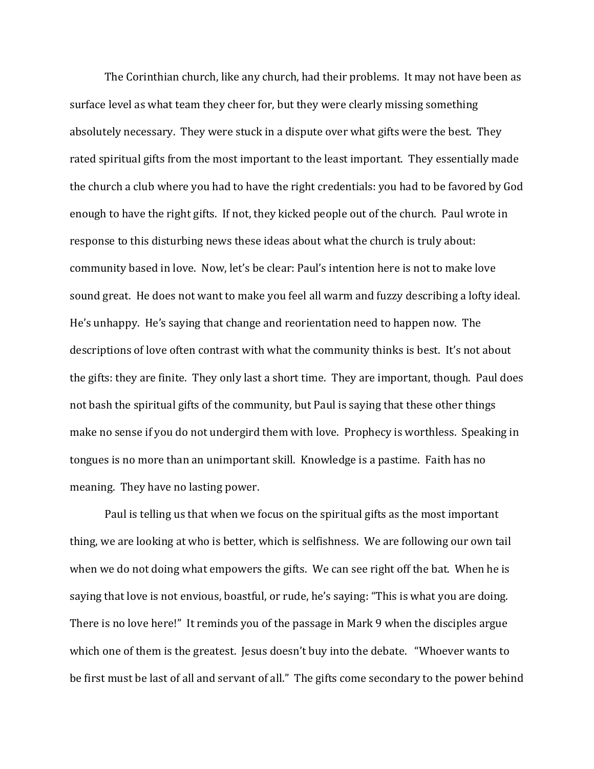The Corinthian church, like any church, had their problems. It may not have been as surface level as what team they cheer for, but they were clearly missing something absolutely necessary. They were stuck in a dispute over what gifts were the best. They rated spiritual gifts from the most important to the least important. They essentially made the church a club where you had to have the right credentials: you had to be favored by God enough to have the right gifts. If not, they kicked people out of the church. Paul wrote in response to this disturbing news these ideas about what the church is truly about: community based in love. Now, let's be clear: Paul's intention here is not to make love sound great. He does not want to make you feel all warm and fuzzy describing a lofty ideal. He's unhappy. He's saying that change and reorientation need to happen now. The descriptions of love often contrast with what the community thinks is best. It's not about the gifts: they are finite. They only last a short time. They are important, though. Paul does not bash the spiritual gifts of the community, but Paul is saying that these other things make no sense if you do not undergird them with love. Prophecy is worthless. Speaking in tongues is no more than an unimportant skill. Knowledge is a pastime. Faith has no meaning. They have no lasting power.

Paul is telling us that when we focus on the spiritual gifts as the most important thing, we are looking at who is better, which is selfishness. We are following our own tail when we do not doing what empowers the gifts. We can see right off the bat. When he is saying that love is not envious, boastful, or rude, he's saying: "This is what you are doing. There is no love here!" It reminds you of the passage in Mark 9 when the disciples argue which one of them is the greatest. Jesus doesn't buy into the debate. "Whoever wants to be first must be last of all and servant of all." The gifts come secondary to the power behind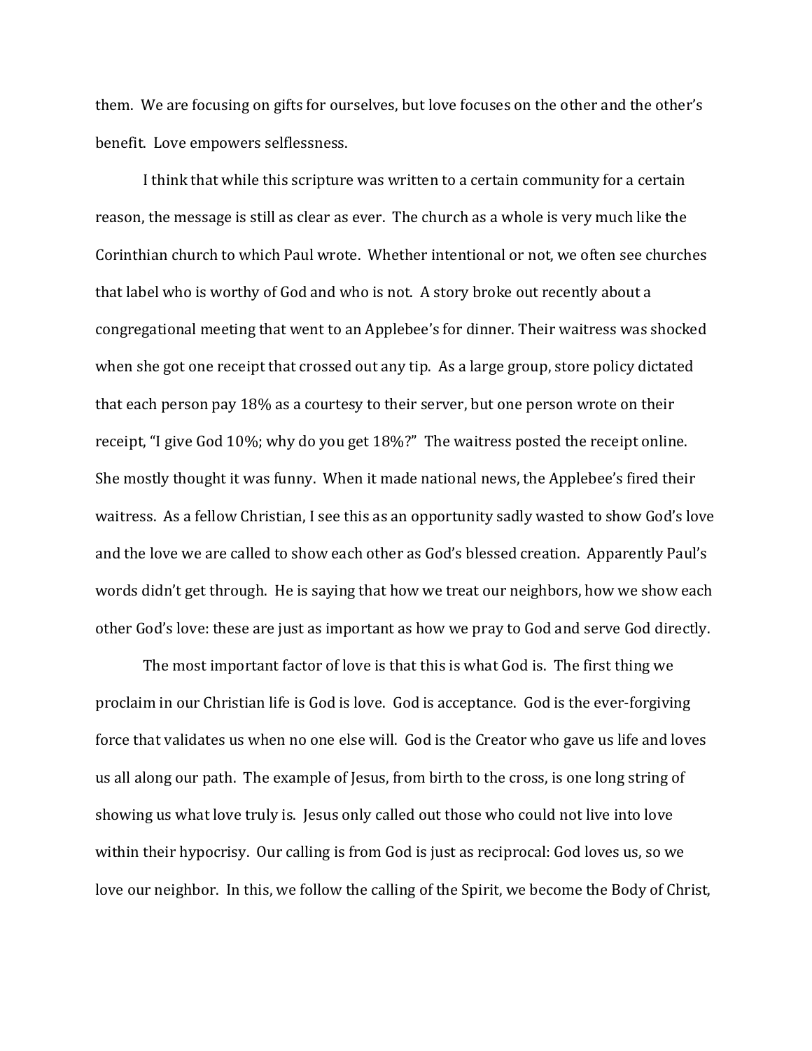them. We are focusing on gifts for ourselves, but love focuses on the other and the other's benefit. Love empowers selflessness.

I think that while this scripture was written to a certain community for a certain reason, the message is still as clear as ever. The church as a whole is very much like the Corinthian church to which Paul wrote. Whether intentional or not, we often see churches that label who is worthy of God and who is not. A story broke out recently about a congregational meeting that went to an Applebee's for dinner. Their waitress was shocked when she got one receipt that crossed out any tip. As a large group, store policy dictated that each person pay 18% as a courtesy to their server, but one person wrote on their receipt, "I give God 10%; why do you get 18%?" The waitress posted the receipt online. She mostly thought it was funny. When it made national news, the Applebee's fired their waitress. As a fellow Christian, I see this as an opportunity sadly wasted to show God's love and the love we are called to show each other as God's blessed creation. Apparently Paul's words didn't get through. He is saying that how we treat our neighbors, how we show each other God's love: these are just as important as how we pray to God and serve God directly.

The most important factor of love is that this is what God is. The first thing we proclaim in our Christian life is God is love. God is acceptance. God is the ever-forgiving force that validates us when no one else will. God is the Creator who gave us life and loves us all along our path. The example of Jesus, from birth to the cross, is one long string of showing us what love truly is. Jesus only called out those who could not live into love within their hypocrisy. Our calling is from God is just as reciprocal: God loves us, so we love our neighbor. In this, we follow the calling of the Spirit, we become the Body of Christ,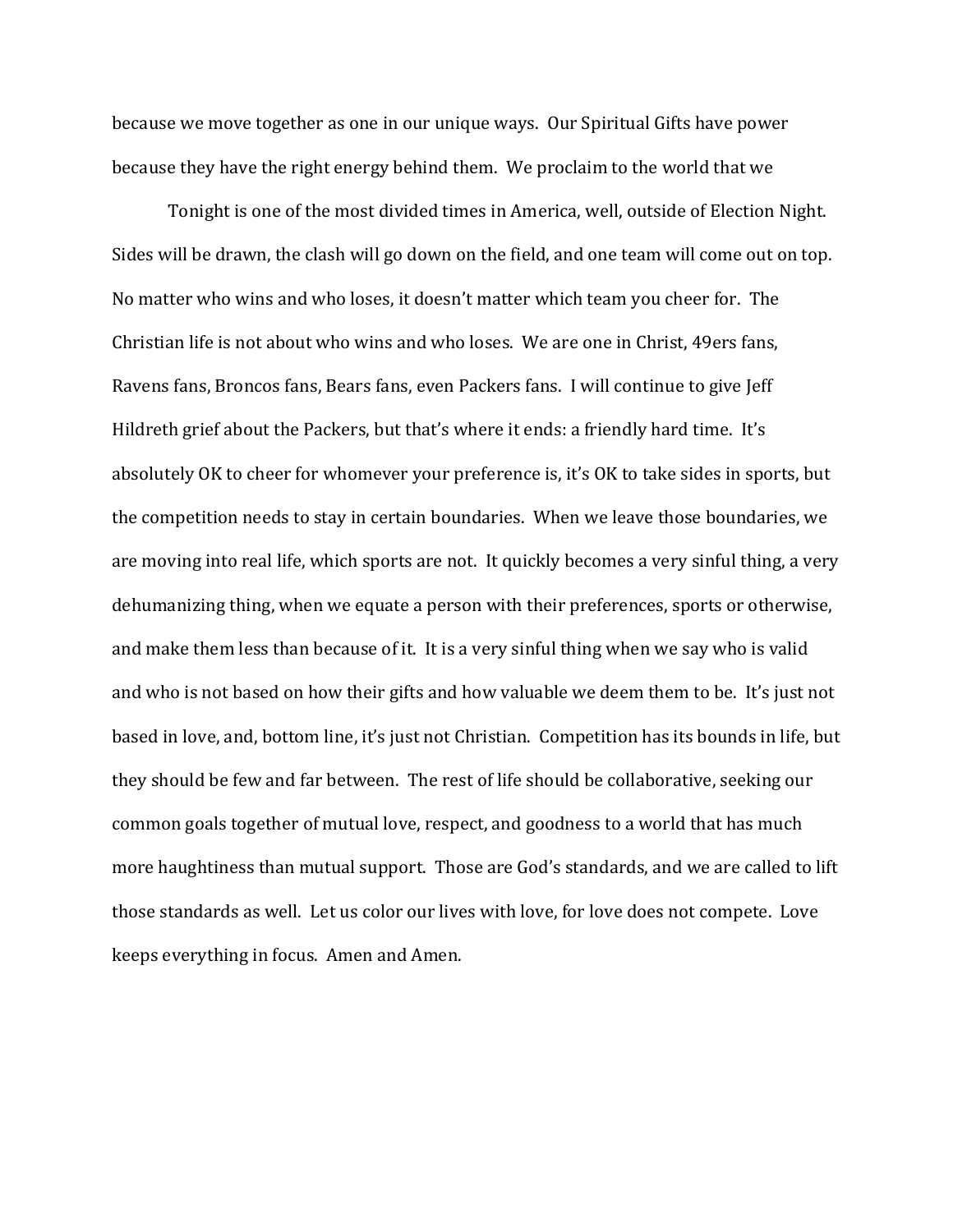because we move together as one in our unique ways. Our Spiritual Gifts have power because they have the right energy behind them. We proclaim to the world that we

Tonight is one of the most divided times in America, well, outside of Election Night. Sides will be drawn, the clash will go down on the field, and one team will come out on top. No matter who wins and who loses, it doesn't matter which team you cheer for. The Christian life is not about who wins and who loses. We are one in Christ, 49ers fans, Ravens fans, Broncos fans, Bears fans, even Packers fans. I will continue to give Jeff Hildreth grief about the Packers, but that's where it ends: a friendly hard time. It's absolutely OK to cheer for whomever your preference is, it's OK to take sides in sports, but the competition needs to stay in certain boundaries. When we leave those boundaries, we are moving into real life, which sports are not. It quickly becomes a very sinful thing, a very dehumanizing thing, when we equate a person with their preferences, sports or otherwise, and make them less than because of it. It is a very sinful thing when we say who is valid and who is not based on how their gifts and how valuable we deem them to be. It's just not based in love, and, bottom line, it's just not Christian. Competition has its bounds in life, but they should be few and far between. The rest of life should be collaborative, seeking our common goals together of mutual love, respect, and goodness to a world that has much more haughtiness than mutual support. Those are God's standards, and we are called to lift those standards as well. Let us color our lives with love, for love does not compete. Love keeps everything in focus. Amen and Amen.